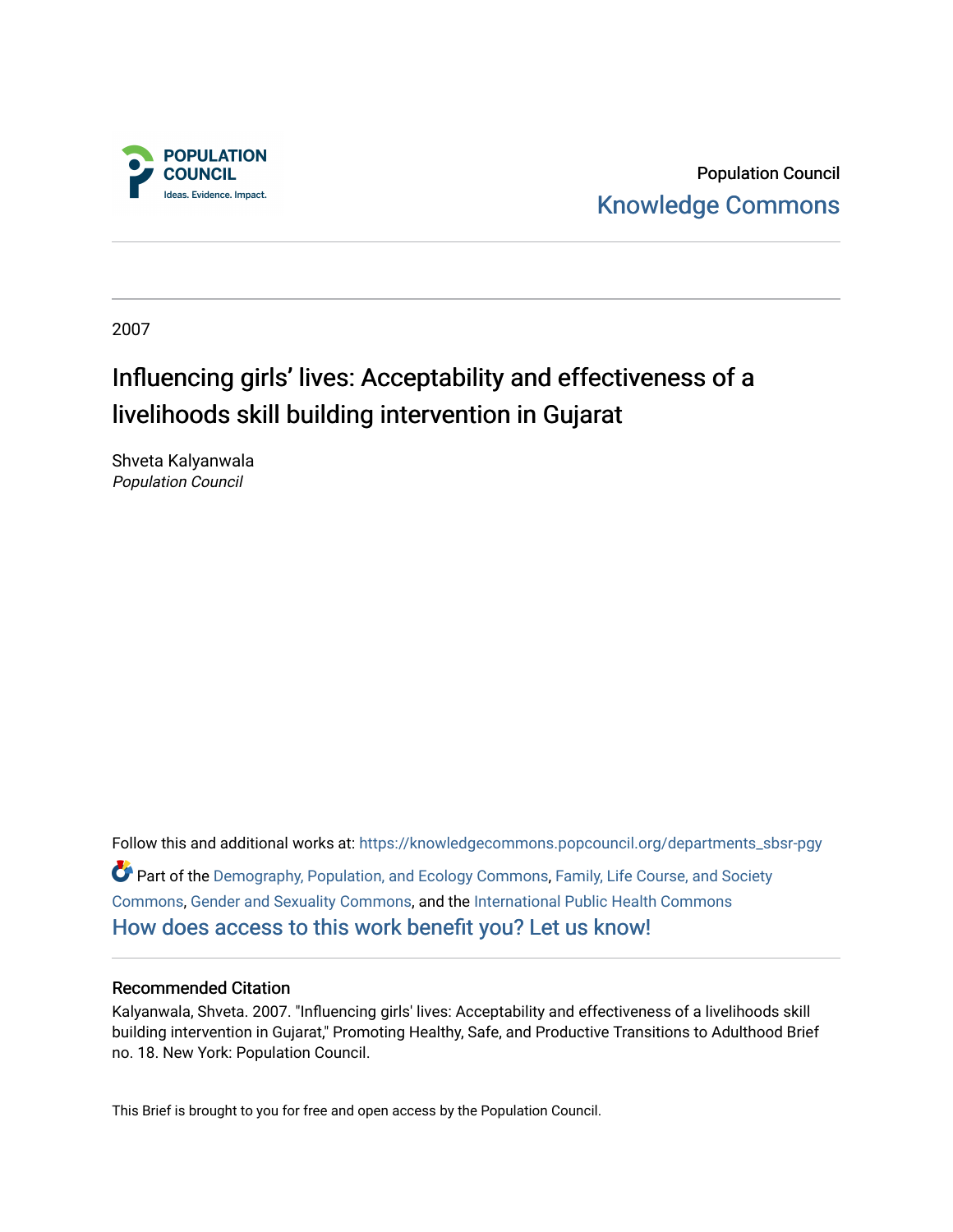Population Council

Knowledge Commons

2007

# Influencing girls' lives: Acceptability and effectiveness of a livelihoods skill building intervention in Gujarat

Shveta Kalyanwala
*Population Council*

Follow this and additional works at: https://knowledgecommons.popcouncil.org/departments_sbsr-pgy

Part of the Demography, Population, and Ecology Commons, Family, Life Course, and Society Commons, Gender and Sexuality Commons, and the International Public Health Commons

How does access to this work benefit you? Let us know!

## Recommended Citation

Kalyanwala, Shveta. 2007. "Influencing girls' lives: Acceptability and effectiveness of a livelihoods skill building intervention in Gujarat," Promoting Healthy, Safe, and Productive Transitions to Adulthood Brief no. 18. New York: Population Council.

This Brief is brought to you for free and open access by the Population Council.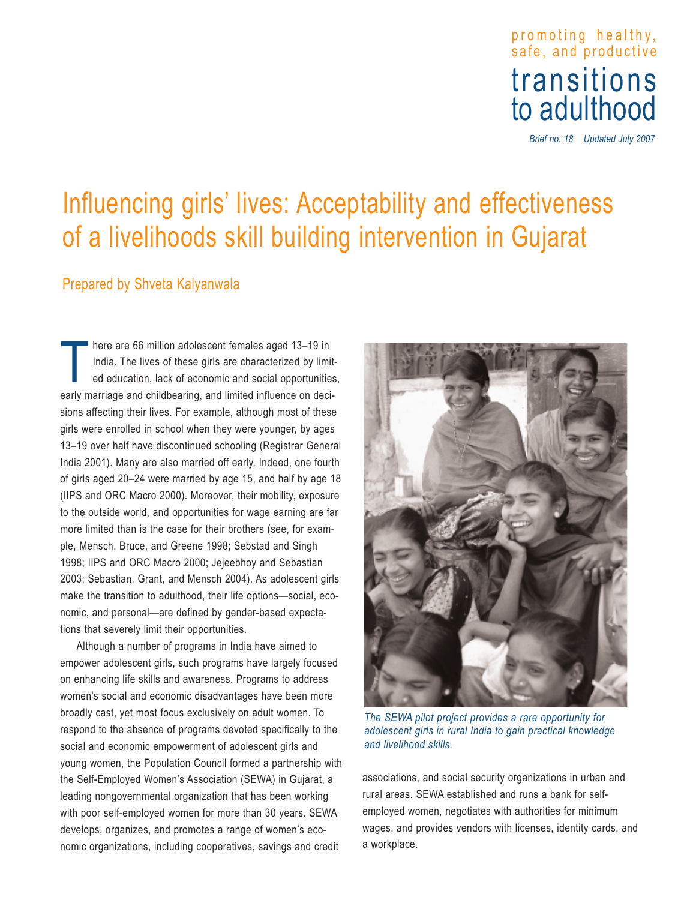promoting healthy, safe, and productive

# transitions to adulthood

*Brief no. 18 Updated July 2007*

# Influencing girls' lives: Acceptability and effectiveness of a livelihoods skill building intervention in Gujarat

## Prepared by Shveta Kalyanwala

There are 66 million adolescent females aged 13–19 in India. The lives of these girls are characterized by limited education, lack of economic and social opportunities, early marriage and childbearing, and limited influence on decisions affecting their lives. For example, although most of these girls were enrolled in school when they were younger, by ages 13–19 over half have discontinued schooling (Registrar General India 2001). Many are also married off early. Indeed, one fourth of girls aged 20–24 were married by age 15, and half by age 18 (IIPS and ORC Macro 2000). Moreover, their mobility, exposure to the outside world, and opportunities for wage earning are far more limited than is the case for their brothers (see, for example, Mensch, Bruce, and Greene 1998; Sebstad and Singh 1998; IIPS and ORC Macro 2000; Jejeebhoy and Sebastian 2003; Sebastian, Grant, and Mensch 2004). As adolescent girls make the transition to adulthood, their life options—social, economic, and personal—are defined by gender-based expectations that severely limit their opportunities.

Although a number of programs in India have aimed to empower adolescent girls, such programs have largely focused on enhancing life skills and awareness. Programs to address women's social and economic disadvantages have been more broadly cast, yet most focus exclusively on adult women. To respond to the absence of programs devoted specifically to the social and economic empowerment of adolescent girls and young women, the Population Council formed a partnership with the Self-Employed Women's Association (SEWA) in Gujarat, a leading nongovernmental organization that has been working with poor self-employed women for more than 30 years. SEWA develops, organizes, and promotes a range of women's economic organizations, including cooperatives, savings and credit associations, and social security organizations in urban and rural areas. SEWA established and runs a bank for self-employed women, negotiates with authorities for minimum wages, and provides vendors with licenses, identity cards, and a workplace.

*The SEWA pilot project provides a rare opportunity for adolescent girls in rural India to gain practical knowledge and livelihood skills.*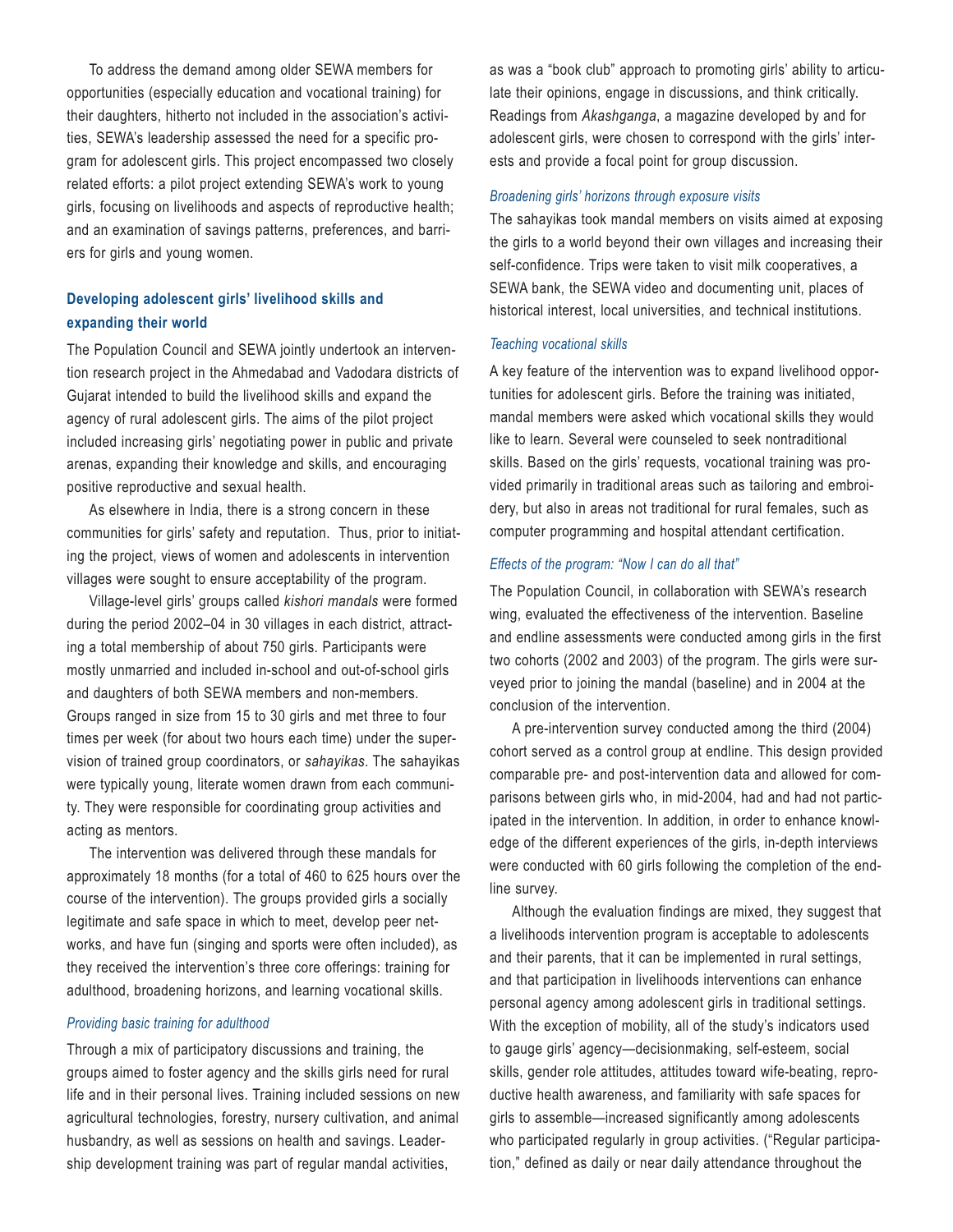To address the demand among older SEWA members for opportunities (especially education and vocational training) for their daughters, hitherto not included in the association's activities, SEWA's leadership assessed the need for a specific program for adolescent girls. This project encompassed two closely related efforts: a pilot project extending SEWA's work to young girls, focusing on livelihoods and aspects of reproductive health; and an examination of savings patterns, preferences, and barriers for girls and young women.

## Developing adolescent girls' livelihood skills and expanding their world

The Population Council and SEWA jointly undertook an intervention research project in the Ahmedabad and Vadodara districts of Gujarat intended to build the livelihood skills and expand the agency of rural adolescent girls. The aims of the pilot project included increasing girls' negotiating power in public and private arenas, expanding their knowledge and skills, and encouraging positive reproductive and sexual health.

As elsewhere in India, there is a strong concern in these communities for girls' safety and reputation. Thus, prior to initiating the project, views of women and adolescents in intervention villages were sought to ensure acceptability of the program.

Village-level girls' groups called *kishori mandals* were formed during the period 2002–04 in 30 villages in each district, attracting a total membership of about 750 girls. Participants were mostly unmarried and included in-school and out-of-school girls and daughters of both SEWA members and non-members. Groups ranged in size from 15 to 30 girls and met three to four times per week (for about two hours each time) under the supervision of trained group coordinators, or *sahayikas*. The sahayikas were typically young, literate women drawn from each community. They were responsible for coordinating group activities and acting as mentors.

The intervention was delivered through these mandals for approximately 18 months (for a total of 460 to 625 hours over the course of the intervention). The groups provided girls a socially legitimate and safe space in which to meet, develop peer networks, and have fun (singing and sports were often included), as they received the intervention's three core offerings: training for adulthood, broadening horizons, and learning vocational skills.

### *Providing basic training for adulthood*

Through a mix of participatory discussions and training, the groups aimed to foster agency and the skills girls need for rural life and in their personal lives. Training included sessions on new agricultural technologies, forestry, nursery cultivation, and animal husbandry, as well as sessions on health and savings. Leadership development training was part of regular mandal activities, as was a "book club" approach to promoting girls' ability to articulate their opinions, engage in discussions, and think critically. Readings from *Akashganga*, a magazine developed by and for adolescent girls, were chosen to correspond with the girls' interests and provide a focal point for group discussion.

### *Broadening girls' horizons through exposure visits*

The sahayikas took mandal members on visits aimed at exposing the girls to a world beyond their own villages and increasing their self-confidence. Trips were taken to visit milk cooperatives, a SEWA bank, the SEWA video and documenting unit, places of historical interest, local universities, and technical institutions.

### *Teaching vocational skills*

A key feature of the intervention was to expand livelihood opportunities for adolescent girls. Before the training was initiated, mandal members were asked which vocational skills they would like to learn. Several were counseled to seek nontraditional skills. Based on the girls' requests, vocational training was provided primarily in traditional areas such as tailoring and embroidery, but also in areas not traditional for rural females, such as computer programming and hospital attendant certification.

### *Effects of the program: "Now I can do all that"*

The Population Council, in collaboration with SEWA's research wing, evaluated the effectiveness of the intervention. Baseline and endline assessments were conducted among girls in the first two cohorts (2002 and 2003) of the program. The girls were surveyed prior to joining the mandal (baseline) and in 2004 at the conclusion of the intervention.

A pre-intervention survey conducted among the third (2004) cohort served as a control group at endline. This design provided comparable pre- and post-intervention data and allowed for comparisons between girls who, in mid-2004, had and had not participated in the intervention. In addition, in order to enhance knowledge of the different experiences of the girls, in-depth interviews were conducted with 60 girls following the completion of the endline survey.

Although the evaluation findings are mixed, they suggest that a livelihoods intervention program is acceptable to adolescents and their parents, that it can be implemented in rural settings, and that participation in livelihoods interventions can enhance personal agency among adolescent girls in traditional settings. With the exception of mobility, all of the study's indicators used to gauge girls' agency—decisionmaking, self-esteem, social skills, gender role attitudes, attitudes toward wife-beating, reproductive health awareness, and familiarity with safe spaces for girls to assemble—increased significantly among adolescents who participated regularly in group activities. ("Regular participation," defined as daily or near daily attendance throughout the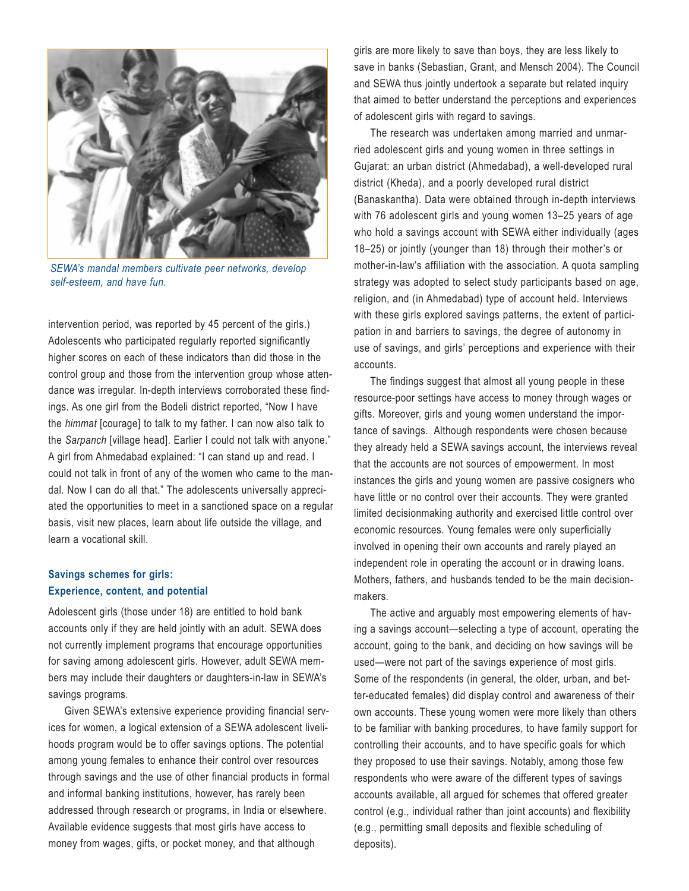*SEWA's mandal members cultivate peer networks, develop self-esteem, and have fun.*

intervention period, was reported by 45 percent of the girls.) Adolescents who participated regularly reported significantly higher scores on each of these indicators than did those in the control group and those from the intervention group whose attendance was irregular. In-depth interviews corroborated these findings. As one girl from the Bodeli district reported, "Now I have the *himmat* [courage] to talk to my father. I can now also talk to the *Sarpanch* [village head]. Earlier I could not talk with anyone." A girl from Ahmedabad explained: "I can stand up and read. I could not talk in front of any of the women who came to the mandal. Now I can do all that." The adolescents universally appreciated the opportunities to meet in a sanctioned space on a regular basis, visit new places, learn about life outside the village, and learn a vocational skill.

### Savings schemes for girls: Experience, content, and potential

Adolescent girls (those under 18) are entitled to hold bank accounts only if they are held jointly with an adult. SEWA does not currently implement programs that encourage opportunities for saving among adolescent girls. However, adult SEWA members may include their daughters or daughters-in-law in SEWA's savings programs.

Given SEWA's extensive experience providing financial services for women, a logical extension of a SEWA adolescent livelihoods program would be to offer savings options. The potential among young females to enhance their control over resources through savings and the use of other financial products in formal and informal banking institutions, however, has rarely been addressed through research or programs, in India or elsewhere. Available evidence suggests that most girls have access to money from wages, gifts, or pocket money, and that although girls are more likely to save than boys, they are less likely to save in banks (Sebastian, Grant, and Mensch 2004). The Council and SEWA thus jointly undertook a separate but related inquiry that aimed to better understand the perceptions and experiences of adolescent girls with regard to savings.

The research was undertaken among married and unmarried adolescent girls and young women in three settings in Gujarat: an urban district (Ahmedabad), a well-developed rural district (Kheda), and a poorly developed rural district (Banaskantha). Data were obtained through in-depth interviews with 76 adolescent girls and young women 13–25 years of age who hold a savings account with SEWA either individually (ages 18–25) or jointly (younger than 18) through their mother's or mother-in-law's affiliation with the association. A quota sampling strategy was adopted to select study participants based on age, religion, and (in Ahmedabad) type of account held. Interviews with these girls explored savings patterns, the extent of participation in and barriers to savings, the degree of autonomy in use of savings, and girls' perceptions and experience with their accounts.

The findings suggest that almost all young people in these resource-poor settings have access to money through wages or gifts. Moreover, girls and young women understand the importance of savings. Although respondents were chosen because they already held a SEWA savings account, the interviews reveal that the accounts are not sources of empowerment. In most instances the girls and young women are passive cosigners who have little or no control over their accounts. They were granted limited decisionmaking authority and exercised little control over economic resources. Young females were only superficially involved in opening their own accounts and rarely played an independent role in operating the account or in drawing loans. Mothers, fathers, and husbands tended to be the main decisionmakers.

The active and arguably most empowering elements of having a savings account—selecting a type of account, operating the account, going to the bank, and deciding on how savings will be used—were not part of the savings experience of most girls. Some of the respondents (in general, the older, urban, and better-educated females) did display control and awareness of their own accounts. These young women were more likely than others to be familiar with banking procedures, to have family support for controlling their accounts, and to have specific goals for which they proposed to use their savings. Notably, among those few respondents who were aware of the different types of savings accounts available, all argued for schemes that offered greater control (e.g., individual rather than joint accounts) and flexibility (e.g., permitting small deposits and flexible scheduling of deposits).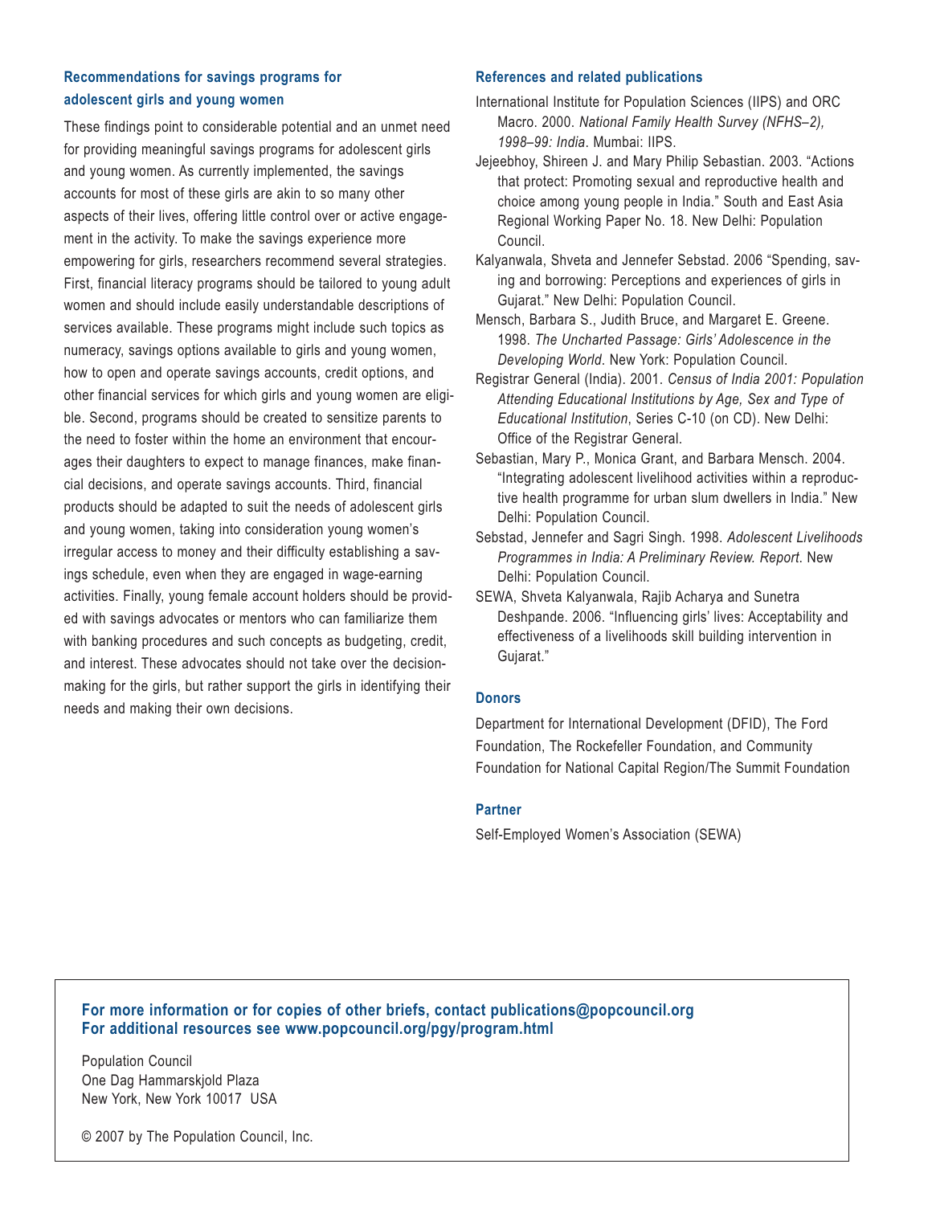### Recommendations for savings programs for adolescent girls and young women

These findings point to considerable potential and an unmet need for providing meaningful savings programs for adolescent girls and young women. As currently implemented, the savings accounts for most of these girls are akin to so many other aspects of their lives, offering little control over or active engagement in the activity. To make the savings experience more empowering for girls, researchers recommend several strategies. First, financial literacy programs should be tailored to young adult women and should include easily understandable descriptions of services available. These programs might include such topics as numeracy, savings options available to girls and young women, how to open and operate savings accounts, credit options, and other financial services for which girls and young women are eligible. Second, programs should be created to sensitize parents to the need to foster within the home an environment that encourages their daughters to expect to manage finances, make financial decisions, and operate savings accounts. Third, financial products should be adapted to suit the needs of adolescent girls and young women, taking into consideration young women's irregular access to money and their difficulty establishing a savings schedule, even when they are engaged in wage-earning activities. Finally, young female account holders should be provided with savings advocates or mentors who can familiarize them with banking procedures and such concepts as budgeting, credit, and interest. These advocates should not take over the decision-making for the girls, but rather support the girls in identifying their needs and making their own decisions.

### References and related publications

International Institute for Population Sciences (IIPS) and ORC Macro. 2000. *National Family Health Survey (NFHS–2), 1998–99: India*. Mumbai: IIPS.

Jejeebhoy, Shireen J. and Mary Philip Sebastian. 2003. "Actions that protect: Promoting sexual and reproductive health and choice among young people in India." South and East Asia Regional Working Paper No. 18. New Delhi: Population Council.

Kalyanwala, Shveta and Jennefer Sebstad. 2006 "Spending, saving and borrowing: Perceptions and experiences of girls in Gujarat." New Delhi: Population Council.

Mensch, Barbara S., Judith Bruce, and Margaret E. Greene. 1998. *The Uncharted Passage: Girls' Adolescence in the Developing World*. New York: Population Council.

Registrar General (India). 2001. *Census of India 2001: Population Attending Educational Institutions by Age, Sex and Type of Educational Institution*, Series C-10 (on CD). New Delhi: Office of the Registrar General.

Sebastian, Mary P., Monica Grant, and Barbara Mensch. 2004. "Integrating adolescent livelihood activities within a reproductive health programme for urban slum dwellers in India." New Delhi: Population Council.

Sebstad, Jennefer and Sagri Singh. 1998. *Adolescent Livelihoods Programmes in India: A Preliminary Review. Report*. New Delhi: Population Council.

SEWA, Shveta Kalyanwala, Rajib Acharya and Sunetra Deshpande. 2006. "Influencing girls' lives: Acceptability and effectiveness of a livelihoods skill building intervention in Gujarat."

### Donors

Department for International Development (DFID), The Ford Foundation, The Rockefeller Foundation, and Community Foundation for National Capital Region/The Summit Foundation

### Partner

Self-Employed Women's Association (SEWA)

**For more information or for copies of other briefs, contact publications@popcouncil.org**
**For additional resources see www.popcouncil.org/pgy/program.html**

Population Council
One Dag Hammarskjold Plaza
New York, New York 10017 USA

© 2007 by The Population Council, Inc.